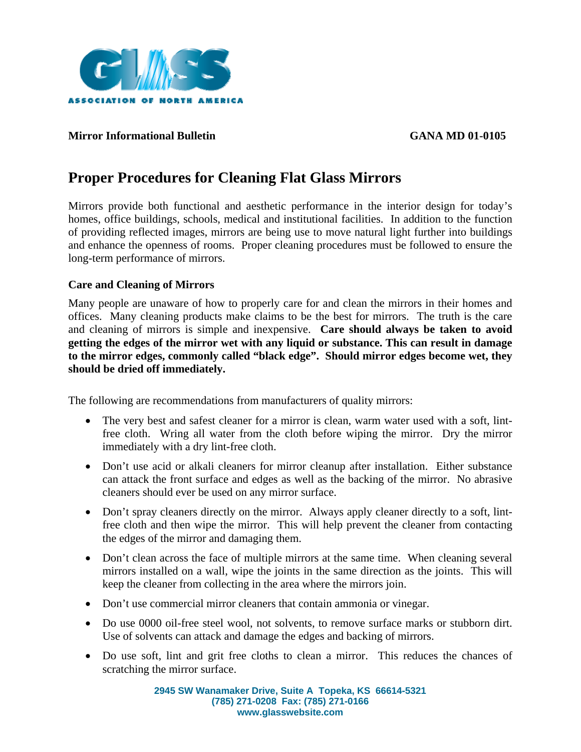GLASS ASSOCIATION OF NORTH AMERICA

**Mirror Informational Bulletin** **GANA MD 01-0105**

# Proper Procedures for Cleaning Flat Glass Mirrors

Mirrors provide both functional and aesthetic performance in the interior design for today's homes, office buildings, schools, medical and institutional facilities. In addition to the function of providing reflected images, mirrors are being use to move natural light further into buildings and enhance the openness of rooms. Proper cleaning procedures must be followed to ensure the long-term performance of mirrors.

### Care and Cleaning of Mirrors

Many people are unaware of how to properly care for and clean the mirrors in their homes and offices. Many cleaning products make claims to be the best for mirrors. The truth is the care and cleaning of mirrors is simple and inexpensive. **Care should always be taken to avoid getting the edges of the mirror wet with any liquid or substance. This can result in damage to the mirror edges, commonly called "black edge". Should mirror edges become wet, they should be dried off immediately.**

The following are recommendations from manufacturers of quality mirrors:

- The very best and safest cleaner for a mirror is clean, warm water used with a soft, lint-free cloth. Wring all water from the cloth before wiping the mirror. Dry the mirror immediately with a dry lint-free cloth.
- Don't use acid or alkali cleaners for mirror cleanup after installation. Either substance can attack the front surface and edges as well as the backing of the mirror. No abrasive cleaners should ever be used on any mirror surface.
- Don't spray cleaners directly on the mirror. Always apply cleaner directly to a soft, lint-free cloth and then wipe the mirror. This will help prevent the cleaner from contacting the edges of the mirror and damaging them.
- Don't clean across the face of multiple mirrors at the same time. When cleaning several mirrors installed on a wall, wipe the joints in the same direction as the joints. This will keep the cleaner from collecting in the area where the mirrors join.
- Don't use commercial mirror cleaners that contain ammonia or vinegar.
- Do use 0000 oil-free steel wool, not solvents, to remove surface marks or stubborn dirt. Use of solvents can attack and damage the edges and backing of mirrors.
- Do use soft, lint and grit free cloths to clean a mirror. This reduces the chances of scratching the mirror surface.

2945 SW Wanamaker Drive, Suite A Topeka, KS 66614-5321
(785) 271-0208 Fax: (785) 271-0166
www.glasswebsite.com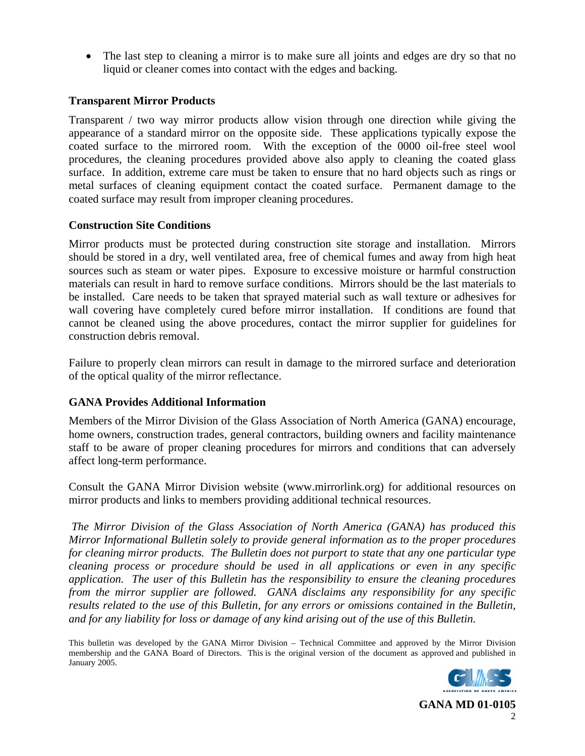- The last step to cleaning a mirror is to make sure all joints and edges are dry so that no liquid or cleaner comes into contact with the edges and backing.

**Transparent Mirror Products**

Transparent / two way mirror products allow vision through one direction while giving the appearance of a standard mirror on the opposite side. These applications typically expose the coated surface to the mirrored room. With the exception of the 0000 oil-free steel wool procedures, the cleaning procedures provided above also apply to cleaning the coated glass surface. In addition, extreme care must be taken to ensure that no hard objects such as rings or metal surfaces of cleaning equipment contact the coated surface. Permanent damage to the coated surface may result from improper cleaning procedures.

**Construction Site Conditions**

Mirror products must be protected during construction site storage and installation. Mirrors should be stored in a dry, well ventilated area, free of chemical fumes and away from high heat sources such as steam or water pipes. Exposure to excessive moisture or harmful construction materials can result in hard to remove surface conditions. Mirrors should be the last materials to be installed. Care needs to be taken that sprayed material such as wall texture or adhesives for wall covering have completely cured before mirror installation. If conditions are found that cannot be cleaned using the above procedures, contact the mirror supplier for guidelines for construction debris removal.

Failure to properly clean mirrors can result in damage to the mirrored surface and deterioration of the optical quality of the mirror reflectance.

**GANA Provides Additional Information**

Members of the Mirror Division of the Glass Association of North America (GANA) encourage, home owners, construction trades, general contractors, building owners and facility maintenance staff to be aware of proper cleaning procedures for mirrors and conditions that can adversely affect long-term performance.

Consult the GANA Mirror Division website (www.mirrorlink.org) for additional resources on mirror products and links to members providing additional technical resources.

*The Mirror Division of the Glass Association of North America (GANA) has produced this Mirror Informational Bulletin solely to provide general information as to the proper procedures for cleaning mirror products. The Bulletin does not purport to state that any one particular type cleaning process or procedure should be used in all applications or even in any specific application. The user of this Bulletin has the responsibility to ensure the cleaning procedures from the mirror supplier are followed. GANA disclaims any responsibility for any specific results related to the use of this Bulletin, for any errors or omissions contained in the Bulletin, and for any liability for loss or damage of any kind arising out of the use of this Bulletin.*

This bulletin was developed by the GANA Mirror Division – Technical Committee and approved by the Mirror Division membership and the GANA Board of Directors. This is the original version of the document as approved and published in January 2005.

**GANA MD 01-0105**